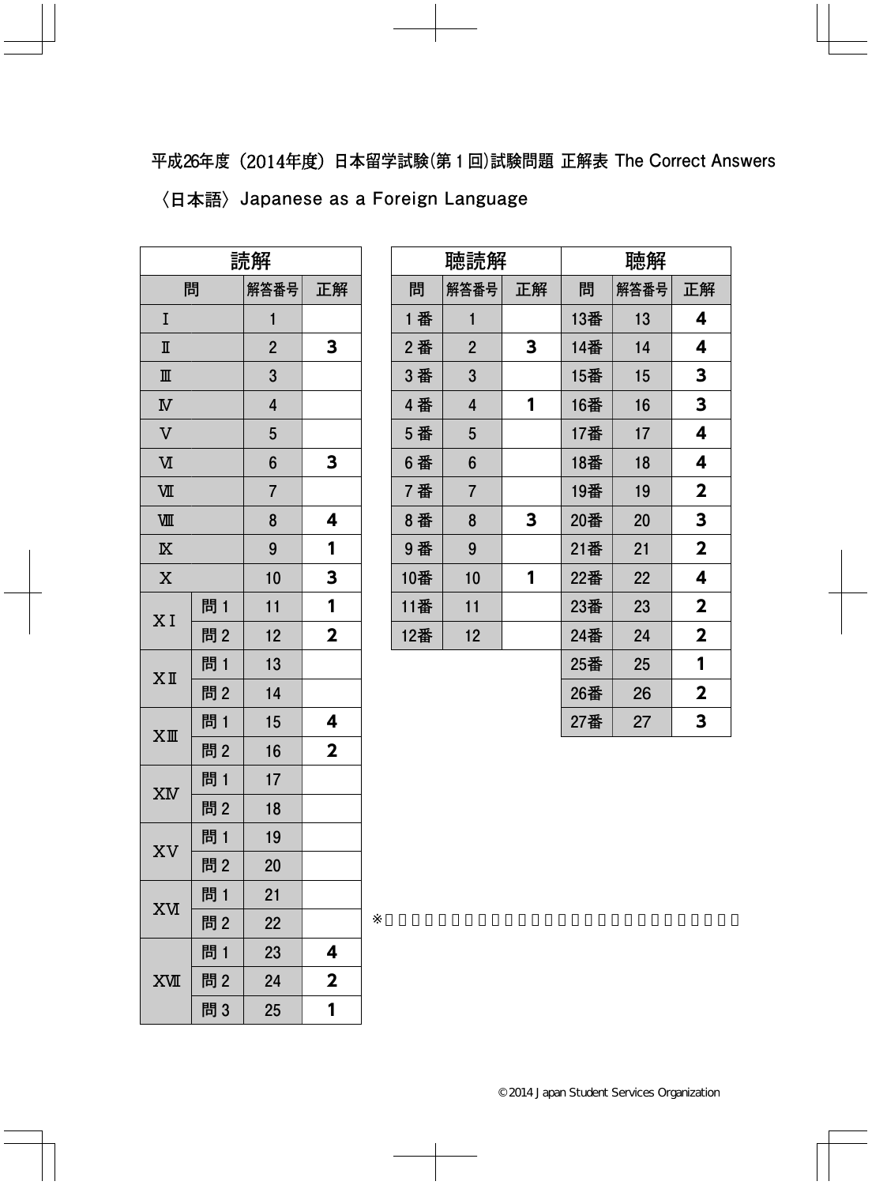平成26年度（2014年度）日本留学試験(第１回)試験問題 正解表 The Correct Answers

〈日本語〉 Japanese as a Foreign Language

| 読解 | | | |
|---|---|---|---|
| 問 | | 解答番号 | 正解 |
| Ⅰ | | 1 | |
| Ⅱ | | 2 | 3 |
| Ⅲ | | 3 | |
| Ⅳ | | 4 | |
| Ⅴ | | 5 | |
| Ⅵ | | 6 | 3 |
| Ⅶ | | 7 | |
| Ⅷ | | 8 | 4 |
| Ⅸ | | 9 | 1 |
| Ⅹ | | 10 | 3 |
| ⅩⅠ | 問１ | 11 | 1 |
| | 問２ | 12 | 2 |
| ⅩⅡ | 問１ | 13 | |
| | 問２ | 14 | |
| ⅩⅢ | 問１ | 15 | 4 |
| | 問２ | 16 | 2 |
| ⅩⅣ | 問１ | 17 | |
| | 問２ | 18 | |
| ⅩⅤ | 問１ | 19 | |
| | 問２ | 20 | |
| ⅩⅥ | 問１ | 21 | |
| | 問２ | 22 | |
| ⅩⅦ | 問１ | 23 | 4 |
| | 問２ | 24 | 2 |
| | 問３ | 25 | 1 |

| 聴読解 | | |
|---|---|---|
| 問 | 解答番号 | 正解 |
| １番 | 1 | |
| ２番 | 2 | 3 |
| ３番 | 3 | |
| ４番 | 4 | 1 |
| ５番 | 5 | |
| ６番 | 6 | |
| ７番 | 7 | |
| ８番 | 8 | 3 |
| ９番 | 9 | |
| 10番 | 10 | 1 |
| 11番 | 11 | |
| 12番 | 12 | |

| 聴解 | | |
|---|---|---|
| 問 | 解答番号 | 正解 |
| 13番 | 13 | 4 |
| 14番 | 14 | 4 |
| 15番 | 15 | 3 |
| 16番 | 16 | 3 |
| 17番 | 17 | 4 |
| 18番 | 18 | 4 |
| 19番 | 19 | 2 |
| 20番 | 20 | 3 |
| 21番 | 21 | 2 |
| 22番 | 22 | 4 |
| 23番 | 23 | 2 |
| 24番 | 24 | 2 |
| 25番 | 25 | 1 |
| 26番 | 26 | 2 |
| 27番 | 27 | 3 |

※

©2014 Japan Student Services Organization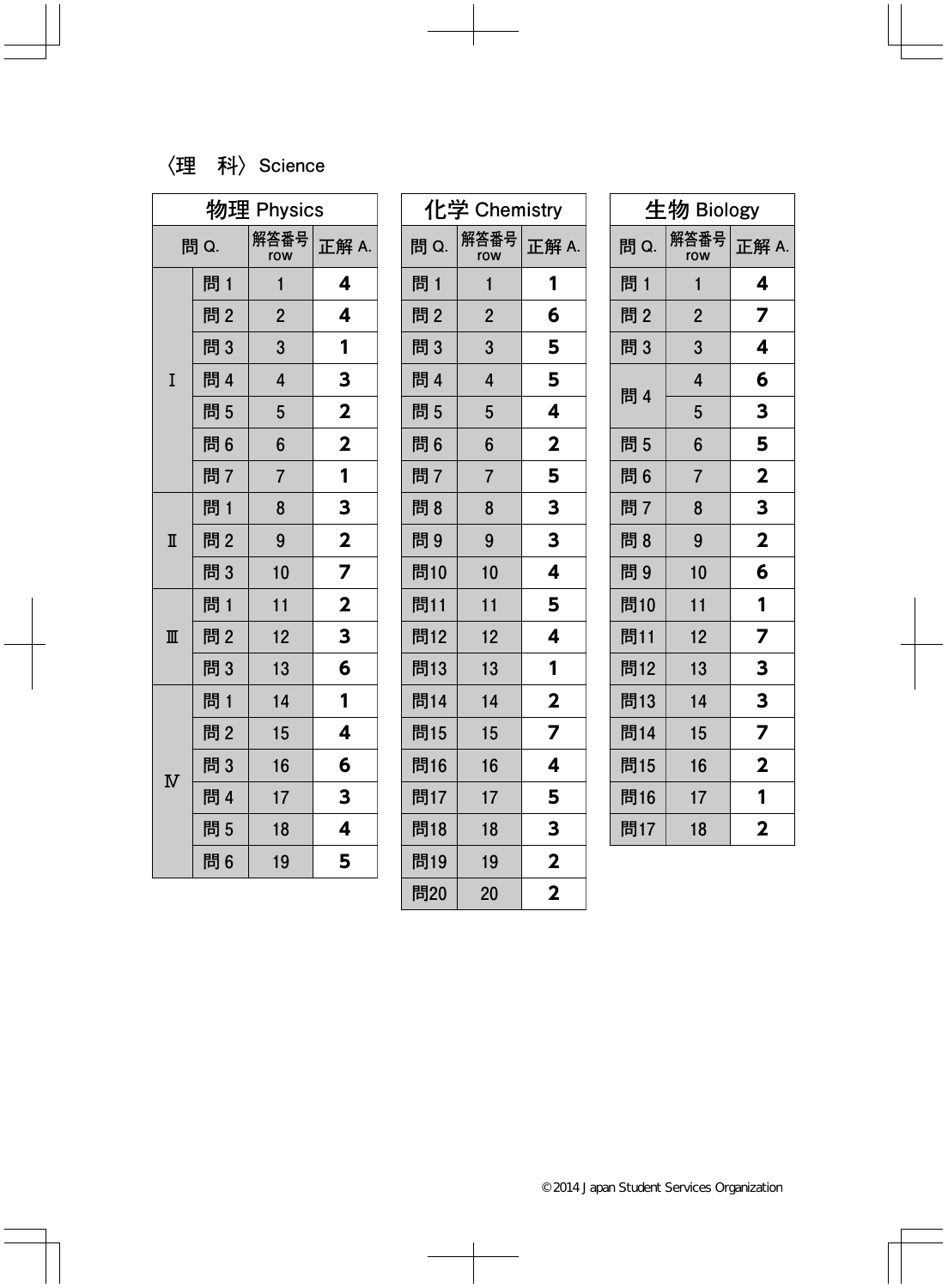〈理　科〉Science

物理 Physics

| 問 Q. | | 解答番号 row | 正解 A. |
|---|---|---|---|
| Ⅰ | 問 1 | 1 | **4** |
| | 問 2 | 2 | **4** |
| | 問 3 | 3 | **1** |
| | 問 4 | 4 | **3** |
| | 問 5 | 5 | **2** |
| | 問 6 | 6 | **2** |
| | 問 7 | 7 | **1** |
| Ⅱ | 問 1 | 8 | **3** |
| | 問 2 | 9 | **2** |
| | 問 3 | 10 | **7** |
| Ⅲ | 問 1 | 11 | **2** |
| | 問 2 | 12 | **3** |
| | 問 3 | 13 | **6** |
| Ⅳ | 問 1 | 14 | **1** |
| | 問 2 | 15 | **4** |
| | 問 3 | 16 | **6** |
| | 問 4 | 17 | **3** |
| | 問 5 | 18 | **4** |
| | 問 6 | 19 | **5** |

化学 Chemistry

| 問 Q. | 解答番号 row | 正解 A. |
|---|---|---|
| 問 1 | 1 | **1** |
| 問 2 | 2 | **6** |
| 問 3 | 3 | **5** |
| 問 4 | 4 | **5** |
| 問 5 | 5 | **4** |
| 問 6 | 6 | **2** |
| 問 7 | 7 | **5** |
| 問 8 | 8 | **3** |
| 問 9 | 9 | **3** |
| 問10 | 10 | **4** |
| 問11 | 11 | **5** |
| 問12 | 12 | **4** |
| 問13 | 13 | **1** |
| 問14 | 14 | **2** |
| 問15 | 15 | **7** |
| 問16 | 16 | **4** |
| 問17 | 17 | **5** |
| 問18 | 18 | **3** |
| 問19 | 19 | **2** |
| 問20 | 20 | **2** |

生物 Biology

| 問 Q. | 解答番号 row | 正解 A. |
|---|---|---|
| 問 1 | 1 | **4** |
| 問 2 | 2 | **7** |
| 問 3 | 3 | **4** |
| 問 4 | 4 | **6** |
| | 5 | **3** |
| 問 5 | 6 | **5** |
| 問 6 | 7 | **2** |
| 問 7 | 8 | **3** |
| 問 8 | 9 | **2** |
| 問 9 | 10 | **6** |
| 問10 | 11 | **1** |
| 問11 | 12 | **7** |
| 問12 | 13 | **3** |
| 問13 | 14 | **3** |
| 問14 | 15 | **7** |
| 問15 | 16 | **2** |
| 問16 | 17 | **1** |
| 問17 | 18 | **2** |

©2014 Japan Student Services Organization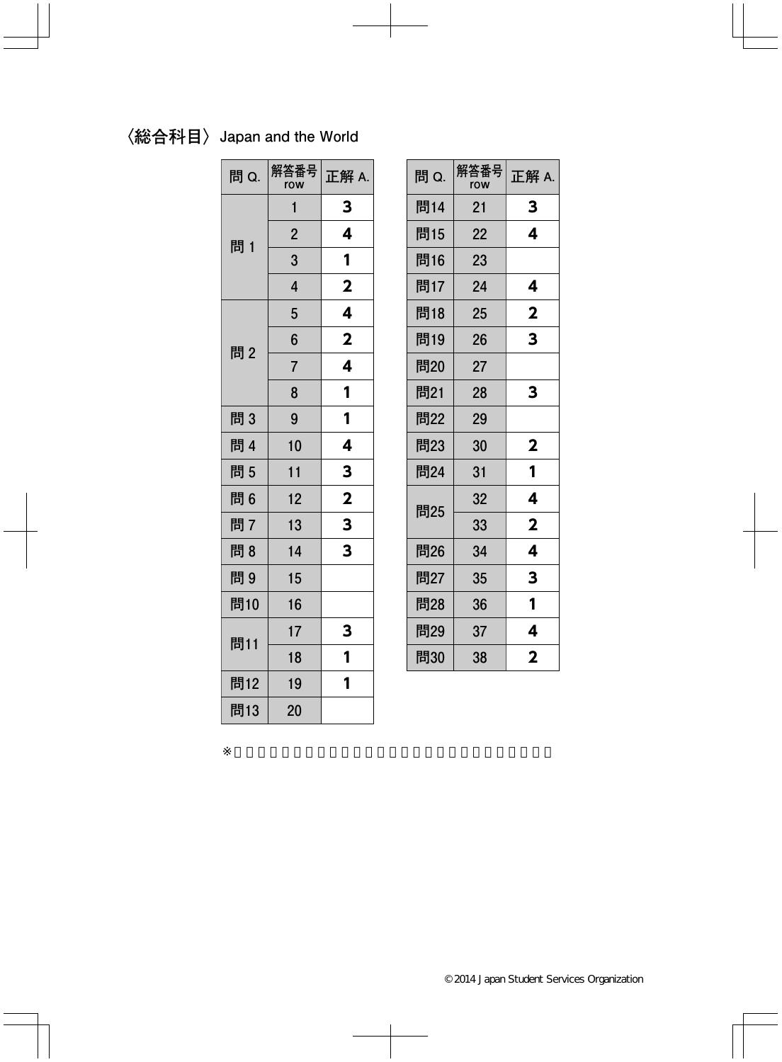## 〈総合科目〉 Japan and the World

| 問 Q. | 解答番号 row | 正解 A. |
|---|---|---|
| 問 1 | 1 | 3 |
| | 2 | 4 |
| | 3 | 1 |
| | 4 | 2 |
| 問 2 | 5 | 4 |
| | 6 | 2 |
| | 7 | 4 |
| | 8 | 1 |
| 問 3 | 9 | 1 |
| 問 4 | 10 | 4 |
| 問 5 | 11 | 3 |
| 問 6 | 12 | 2 |
| 問 7 | 13 | 3 |
| 問 8 | 14 | 3 |
| 問 9 | 15 | |
| 問10 | 16 | |
| 問11 | 17 | 3 |
| | 18 | 1 |
| 問12 | 19 | 1 |
| 問13 | 20 | |

| 問 Q. | 解答番号 row | 正解 A. |
|---|---|---|
| 問14 | 21 | 3 |
| 問15 | 22 | 4 |
| 問16 | 23 | |
| 問17 | 24 | 4 |
| 問18 | 25 | 2 |
| 問19 | 26 | 3 |
| 問20 | 27 | |
| 問21 | 28 | 3 |
| 問22 | 29 | |
| 問23 | 30 | 2 |
| 問24 | 31 | 1 |
| 問25 | 32 | 4 |
| | 33 | 2 |
| 問26 | 34 | 4 |
| 問27 | 35 | 3 |
| 問28 | 36 | 1 |
| 問29 | 37 | 4 |
| 問30 | 38 | 2 |

※

© 2014 Japan Student Services Organization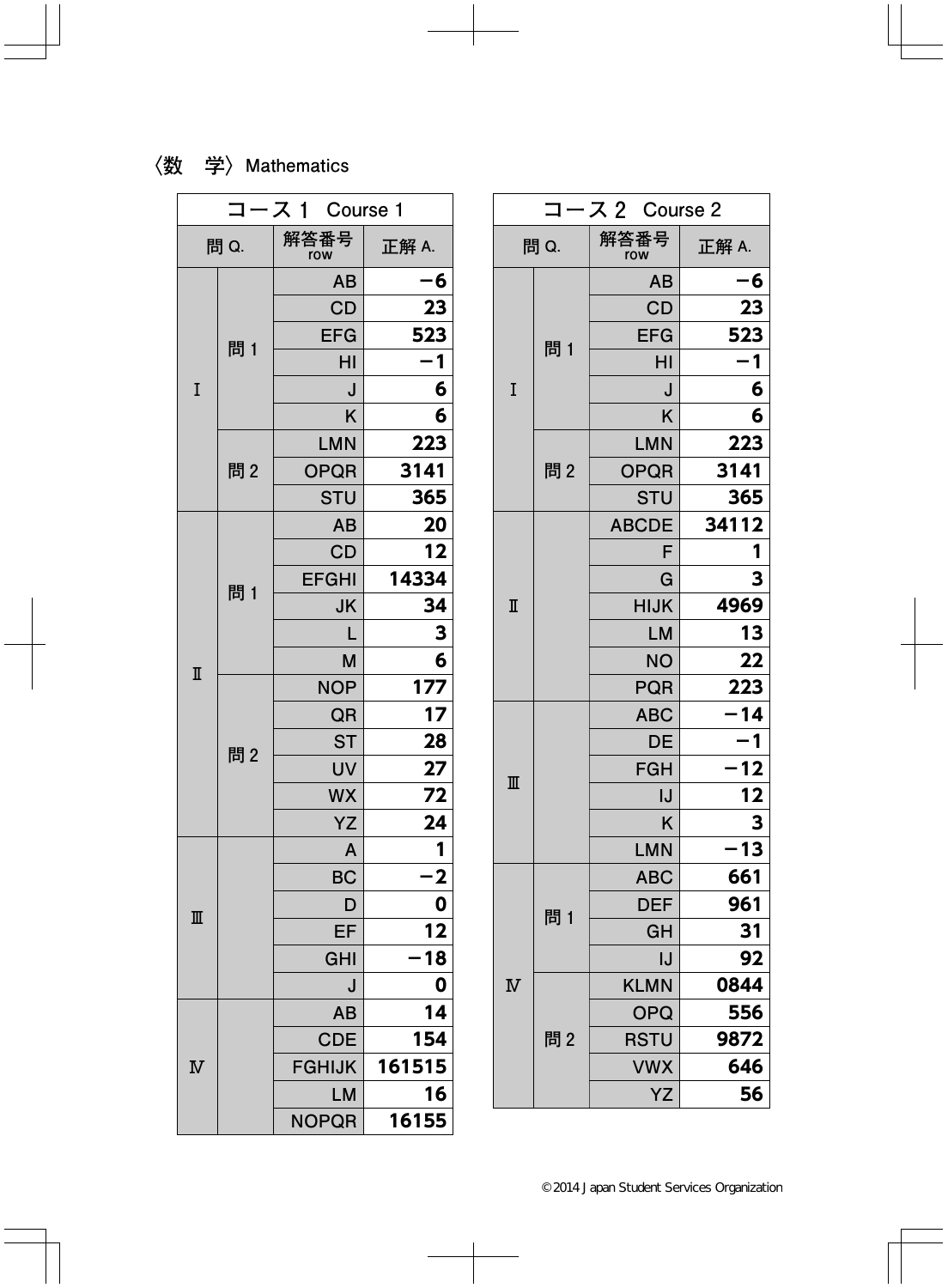〈数　学〉Mathematics

| コース 1　Course 1 | | | |
|---|---|---|---|
| 問 Q. | | 解答番号 row | 正解 A. |
| Ⅰ | 問 1 | AB | −6 |
| | | CD | 23 |
| | | EFG | 523 |
| | | HI | −1 |
| | | J | 6 |
| | | K | 6 |
| | 問 2 | LMN | 223 |
| | | OPQR | 3141 |
| | | STU | 365 |
| Ⅱ | 問 1 | AB | 20 |
| | | CD | 12 |
| | | EFGHI | 14334 |
| | | JK | 34 |
| | | L | 3 |
| | | M | 6 |
| | 問 2 | NOP | 177 |
| | | QR | 17 |
| | | ST | 28 |
| | | UV | 27 |
| | | WX | 72 |
| | | YZ | 24 |
| Ⅲ | | A | 1 |
| | | BC | −2 |
| | | D | 0 |
| | | EF | 12 |
| | | GHI | −18 |
| | | J | 0 |
| Ⅳ | | AB | 14 |
| | | CDE | 154 |
| | | FGHIJK | 161515 |
| | | LM | 16 |
| | | NOPQR | 16155 |

| コース 2　Course 2 | | | |
|---|---|---|---|
| 問 Q. | | 解答番号 row | 正解 A. |
| Ⅰ | 問 1 | AB | −6 |
| | | CD | 23 |
| | | EFG | 523 |
| | | HI | −1 |
| | | J | 6 |
| | | K | 6 |
| | 問 2 | LMN | 223 |
| | | OPQR | 3141 |
| | | STU | 365 |
| Ⅱ | | ABCDE | 34112 |
| | | F | 1 |
| | | G | 3 |
| | | HIJK | 4969 |
| | | LM | 13 |
| | | NO | 22 |
| | | PQR | 223 |
| Ⅲ | | ABC | −14 |
| | | DE | −1 |
| | | FGH | −12 |
| | | IJ | 12 |
| | | K | 3 |
| | | LMN | −13 |
| Ⅳ | 問 1 | ABC | 661 |
| | | DEF | 961 |
| | | GH | 31 |
| | | IJ | 92 |
| | 問 2 | KLMN | 0844 |
| | | OPQ | 556 |
| | | RSTU | 9872 |
| | | VWX | 646 |
| | | YZ | 56 |

©2014 Japan Student Services Organization